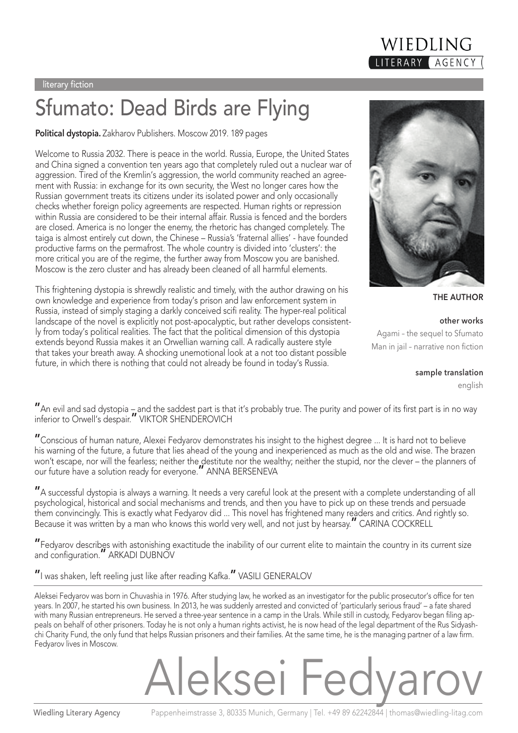WIEDLING
LITERARY AGENCY

literary fiction

# Sfumato: Dead Birds are Flying

**Political dystopia.** Zakharov Publishers. Moscow 2019. 189 pages

Welcome to Russia 2032. There is peace in the world. Russia, Europe, the United States and China signed a convention ten years ago that completely ruled out a nuclear war of aggression. Tired of the Kremlin's aggression, the world community reached an agreement with Russia: in exchange for its own security, the West no longer cares how the Russian government treats its citizens under its isolated power and only occasionally checks whether foreign policy agreements are respected. Human rights or repression within Russia are considered to be their internal affair. Russia is fenced and the borders are closed. America is no longer the enemy, the rhetoric has changed completely. The taiga is almost entirely cut down, the Chinese – Russia's 'fraternal allies' - have founded productive farms on the permafrost. The whole country is divided into 'clusters': the more critical you are of the regime, the further away from Moscow you are banished. Moscow is the zero cluster and has already been cleaned of all harmful elements.

This frightening dystopia is shrewdly realistic and timely, with the author drawing on his own knowledge and experience from today's prison and law enforcement system in Russia, instead of simply staging a darkly conceived scifi reality. The hyper-real political landscape of the novel is explicitly not post-apocalyptic, but rather develops consistently from today's political realities. The fact that the political dimension of this dystopia extends beyond Russia makes it an Orwellian warning call. A radically austere style that takes your breath away. A shocking unemotional look at a not too distant possible future, in which there is nothing that could not already be found in today's Russia.

**THE AUTHOR**

**other works**

Agami – the sequel to Sfumato

Man in jail – narrative non fiction

**sample translation**

english

"An evil and sad dystopia – and the saddest part is that it's probably true. The purity and power of its first part is in no way inferior to Orwell's despair." VIKTOR SHENDEROVICH

"Conscious of human nature, Alexei Fedyarov demonstrates his insight to the highest degree ... It is hard not to believe his warning of the future, a future that lies ahead of the young and inexperienced as much as the old and wise. The brazen won't escape, nor will the fearless; neither the destitute nor the wealthy; neither the stupid, nor the clever – the planners of our future have a solution ready for everyone." ANNA BERSENEVA

"A successful dystopia is always a warning. It needs a very careful look at the present with a complete understanding of all psychological, historical and social mechanisms and trends, and then you have to pick up on these trends and persuade them convincingly. This is exactly what Fedyarov did ... This novel has frightened many readers and critics. And rightly so. Because it was written by a man who knows this world very well, and not just by hearsay." CARINA COCKRELL

"Fedyarov describes with astonishing exactitude the inability of our current elite to maintain the country in its current size and configuration." ARKADI DUBNOV

"I was shaken, left reeling just like after reading Kafka." VASILI GENERALOV

Aleksei Fedyarov was born in Chuvashia in 1976. After studying law, he worked as an investigator for the public prosecutor's office for ten years. In 2007, he started his own business. In 2013, he was suddenly arrested and convicted of 'particularly serious fraud' – a fate shared with many Russian entrepreneurs. He served a three-year sentence in a camp in the Urals. While still in custody, Fedyarov began filing appeals on behalf of other prisoners. Today he is not only a human rights activist, he is now head of the legal department of the Rus Sidyashchi Charity Fund, the only fund that helps Russian prisoners and their families. At the same time, he is the managing partner of a law firm. Fedyarov lives in Moscow.

# Aleksei Fedyarov

Wiedling Literary Agency Pappenheimstrasse 3, 80335 Munich, Germany | Tel. +49 89 62242844 | thomas@wiedling-litag.com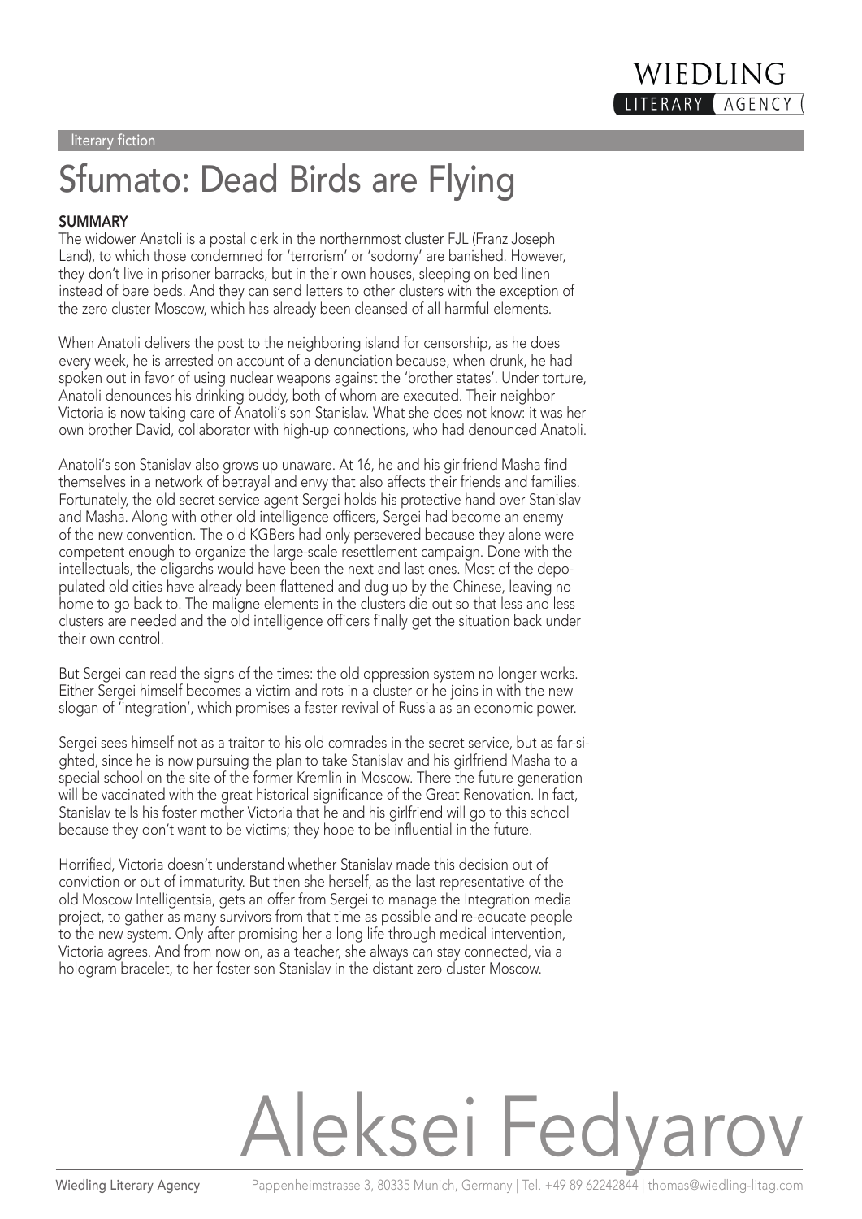literary fiction

# Sfumato: Dead Birds are Flying

**SUMMARY**

The widower Anatoli is a postal clerk in the northernmost cluster FJL (Franz Joseph Land), to which those condemned for 'terrorism' or 'sodomy' are banished. However, they don't live in prisoner barracks, but in their own houses, sleeping on bed linen instead of bare beds. And they can send letters to other clusters with the exception of the zero cluster Moscow, which has already been cleansed of all harmful elements.

When Anatoli delivers the post to the neighboring island for censorship, as he does every week, he is arrested on account of a denunciation because, when drunk, he had spoken out in favor of using nuclear weapons against the 'brother states'. Under torture, Anatoli denounces his drinking buddy, both of whom are executed. Their neighbor Victoria is now taking care of Anatoli's son Stanislav. What she does not know: it was her own brother David, collaborator with high-up connections, who had denounced Anatoli.

Anatoli's son Stanislav also grows up unaware. At 16, he and his girlfriend Masha find themselves in a network of betrayal and envy that also affects their friends and families. Fortunately, the old secret service agent Sergei holds his protective hand over Stanislav and Masha. Along with other old intelligence officers, Sergei had become an enemy of the new convention. The old KGBers had only persevered because they alone were competent enough to organize the large-scale resettlement campaign. Done with the intellectuals, the oligarchs would have been the next and last ones. Most of the depopulated old cities have already been flattened and dug up by the Chinese, leaving no home to go back to. The maligne elements in the clusters die out so that less and less clusters are needed and the old intelligence officers finally get the situation back under their own control.

But Sergei can read the signs of the times: the old oppression system no longer works. Either Sergei himself becomes a victim and rots in a cluster or he joins in with the new slogan of 'integration', which promises a faster revival of Russia as an economic power.

Sergei sees himself not as a traitor to his old comrades in the secret service, but as far-sighted, since he is now pursuing the plan to take Stanislav and his girlfriend Masha to a special school on the site of the former Kremlin in Moscow. There the future generation will be vaccinated with the great historical significance of the Great Renovation. In fact, Stanislav tells his foster mother Victoria that he and his girlfriend will go to this school because they don't want to be victims; they hope to be influential in the future.

Horrified, Victoria doesn't understand whether Stanislav made this decision out of conviction or out of immaturity. But then she herself, as the last representative of the old Moscow Intelligentsia, gets an offer from Sergei to manage the Integration media project, to gather as many survivors from that time as possible and re-educate people to the new system. Only after promising her a long life through medical intervention, Victoria agrees. And from now on, as a teacher, she always can stay connected, via a hologram bracelet, to her foster son Stanislav in the distant zero cluster Moscow.

Aleksei Fedyarov